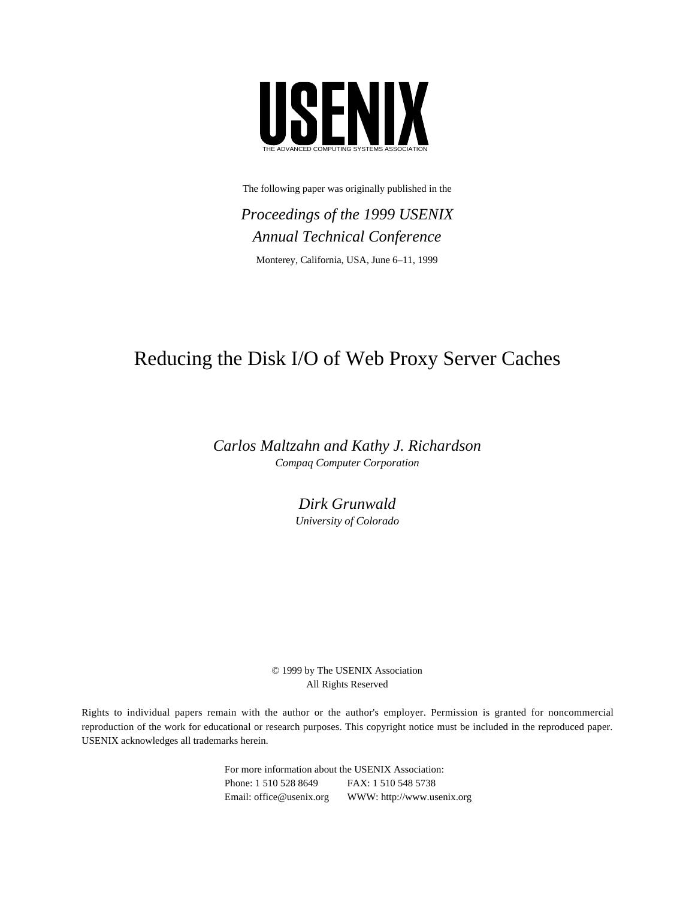# USENIX

THE ADVANCED COMPUTING SYSTEMS ASSOCIATION

The following paper was originally published in the

*Proceedings of the 1999 USENIX Annual Technical Conference*

Monterey, California, USA, June 6–11, 1999

## Reducing the Disk I/O of Web Proxy Server Caches

*Carlos Maltzahn and Kathy J. Richardson*
*Compaq Computer Corporation*

*Dirk Grunwald*
*University of Colorado*

© 1999 by The USENIX Association
All Rights Reserved

Rights to individual papers remain with the author or the author's employer. Permission is granted for noncommercial reproduction of the work for educational or research purposes. This copyright notice must be included in the reproduced paper. USENIX acknowledges all trademarks herein.

For more information about the USENIX Association:
Phone: 1 510 528 8649 FAX: 1 510 548 5738
Email: office@usenix.org WWW: http://www.usenix.org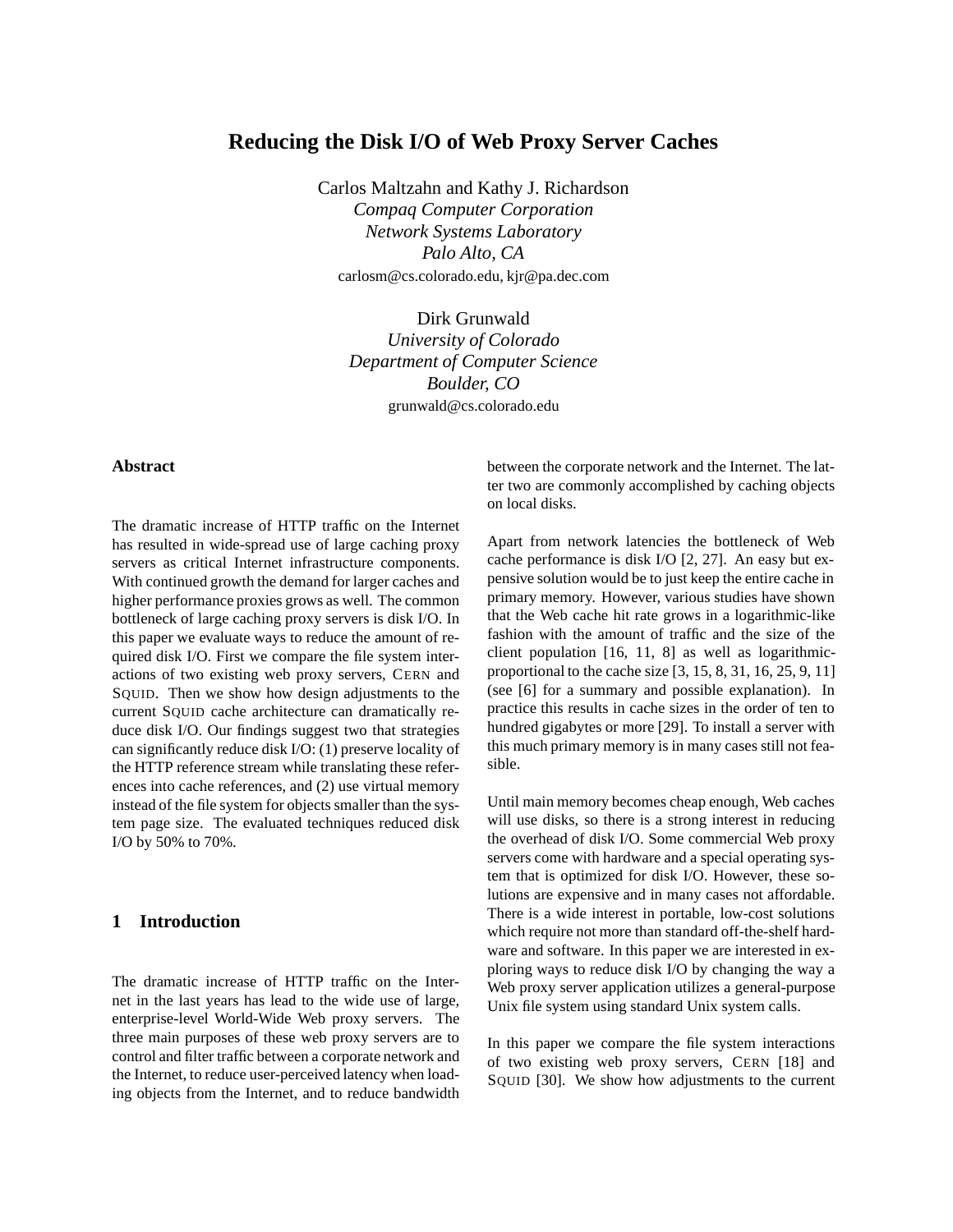# Reducing the Disk I/O of Web Proxy Server Caches

Carlos Maltzahn and Kathy J. Richardson  
*Compaq Computer Corporation*  
*Network Systems Laboratory*  
*Palo Alto, CA*  
carlosm@cs.colorado.edu, kjr@pa.dec.com

Dirk Grunwald  
*University of Colorado*  
*Department of Computer Science*  
*Boulder, CO*  
grunwald@cs.colorado.edu

## Abstract

The dramatic increase of HTTP traffic on the Internet has resulted in wide-spread use of large caching proxy servers as critical Internet infrastructure components. With continued growth the demand for larger caches and higher performance proxies grows as well. The common bottleneck of large caching proxy servers is disk I/O. In this paper we evaluate ways to reduce the amount of required disk I/O. First we compare the file system interactions of two existing web proxy servers, CERN and SQUID. Then we show how design adjustments to the current SQUID cache architecture can dramatically reduce disk I/O. Our findings suggest two that strategies can significantly reduce disk I/O: (1) preserve locality of the HTTP reference stream while translating these references into cache references, and (2) use virtual memory instead of the file system for objects smaller than the system page size. The evaluated techniques reduced disk I/O by 50% to 70%.

## 1 Introduction

The dramatic increase of HTTP traffic on the Internet in the last years has lead to the wide use of large, enterprise-level World-Wide Web proxy servers. The three main purposes of these web proxy servers are to control and filter traffic between a corporate network and the Internet, to reduce user-perceived latency when loading objects from the Internet, and to reduce bandwidth between the corporate network and the Internet. The latter two are commonly accomplished by caching objects on local disks.

Apart from network latencies the bottleneck of Web cache performance is disk I/O [2, 27]. An easy but expensive solution would be to just keep the entire cache in primary memory. However, various studies have shown that the Web cache hit rate grows in a logarithmic-like fashion with the amount of traffic and the size of the client population [16, 11, 8] as well as logarithmic-proportional to the cache size [3, 15, 8, 31, 16, 25, 9, 11] (see [6] for a summary and possible explanation). In practice this results in cache sizes in the order of ten to hundred gigabytes or more [29]. To install a server with this much primary memory is in many cases still not feasible.

Until main memory becomes cheap enough, Web caches will use disks, so there is a strong interest in reducing the overhead of disk I/O. Some commercial Web proxy servers come with hardware and a special operating system that is optimized for disk I/O. However, these solutions are expensive and in many cases not affordable. There is a wide interest in portable, low-cost solutions which require not more than standard off-the-shelf hardware and software. In this paper we are interested in exploring ways to reduce disk I/O by changing the way a Web proxy server application utilizes a general-purpose Unix file system using standard Unix system calls.

In this paper we compare the file system interactions of two existing web proxy servers, CERN [18] and SQUID [30]. We show how adjustments to the current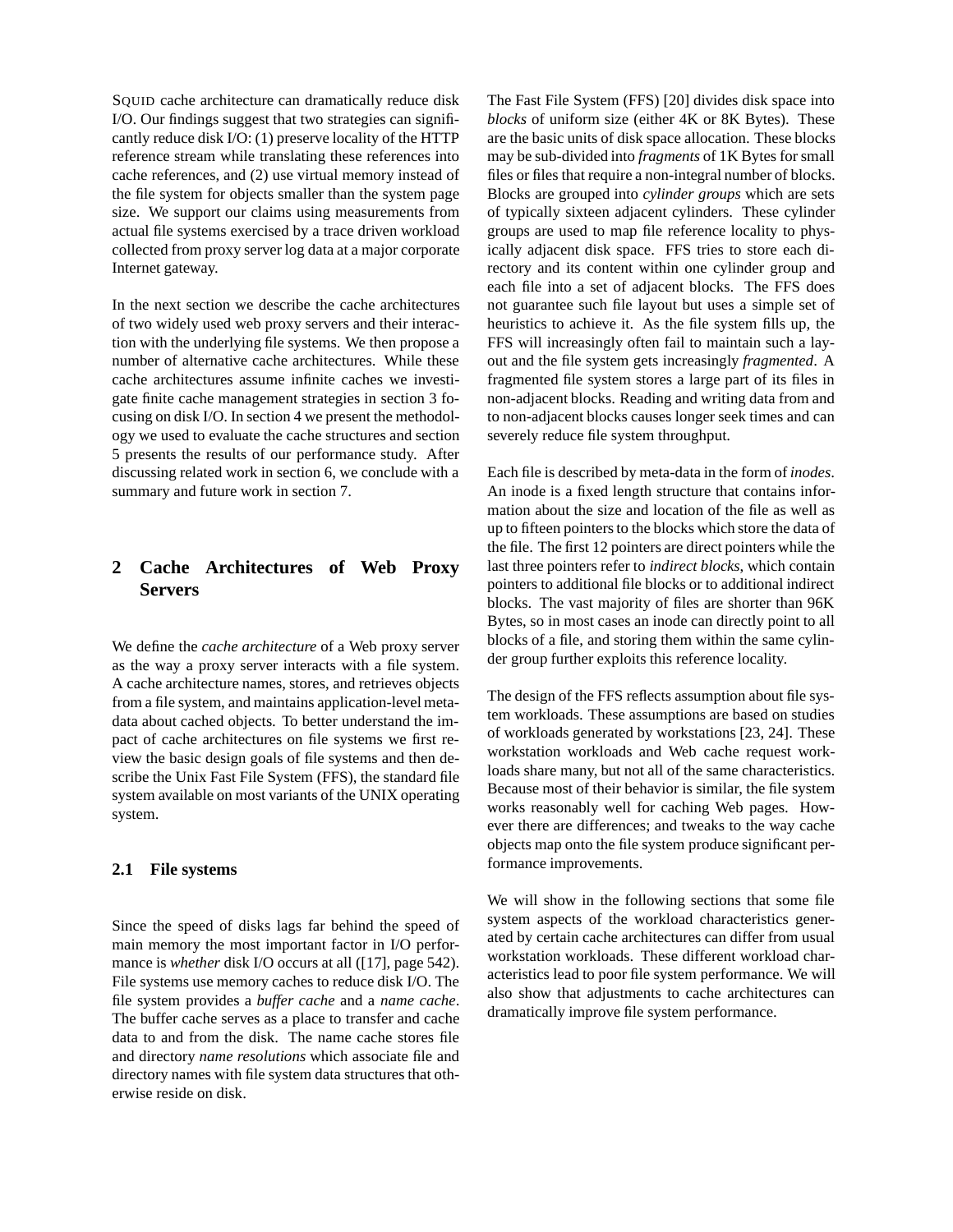SQUID cache architecture can dramatically reduce disk I/O. Our findings suggest that two strategies can significantly reduce disk I/O: (1) preserve locality of the HTTP reference stream while translating these references into cache references, and (2) use virtual memory instead of the file system for objects smaller than the system page size. We support our claims using measurements from actual file systems exercised by a trace driven workload collected from proxy server log data at a major corporate Internet gateway.

In the next section we describe the cache architectures of two widely used web proxy servers and their interaction with the underlying file systems. We then propose a number of alternative cache architectures. While these cache architectures assume infinite caches we investigate finite cache management strategies in section 3 focusing on disk I/O. In section 4 we present the methodology we used to evaluate the cache structures and section 5 presents the results of our performance study. After discussing related work in section 6, we conclude with a summary and future work in section 7.

## 2 Cache Architectures of Web Proxy Servers

We define the *cache architecture* of a Web proxy server as the way a proxy server interacts with a file system. A cache architecture names, stores, and retrieves objects from a file system, and maintains application-level metadata about cached objects. To better understand the impact of cache architectures on file systems we first review the basic design goals of file systems and then describe the Unix Fast File System (FFS), the standard file system available on most variants of the UNIX operating system.

### 2.1 File systems

Since the speed of disks lags far behind the speed of main memory the most important factor in I/O performance is *whether* disk I/O occurs at all ([17], page 542). File systems use memory caches to reduce disk I/O. The file system provides a *buffer cache* and a *name cache*. The buffer cache serves as a place to transfer and cache data to and from the disk. The name cache stores file and directory *name resolutions* which associate file and directory names with file system data structures that otherwise reside on disk.

The Fast File System (FFS) [20] divides disk space into *blocks* of uniform size (either 4K or 8K Bytes). These are the basic units of disk space allocation. These blocks may be sub-divided into *fragments* of 1K Bytes for small files or files that require a non-integral number of blocks. Blocks are grouped into *cylinder groups* which are sets of typically sixteen adjacent cylinders. These cylinder groups are used to map file reference locality to physically adjacent disk space. FFS tries to store each directory and its content within one cylinder group and each file into a set of adjacent blocks. The FFS does not guarantee such file layout but uses a simple set of heuristics to achieve it. As the file system fills up, the FFS will increasingly often fail to maintain such a layout and the file system gets increasingly *fragmented*. A fragmented file system stores a large part of its files in non-adjacent blocks. Reading and writing data from and to non-adjacent blocks causes longer seek times and can severely reduce file system throughput.

Each file is described by meta-data in the form of *inodes*. An inode is a fixed length structure that contains information about the size and location of the file as well as up to fifteen pointers to the blocks which store the data of the file. The first 12 pointers are direct pointers while the last three pointers refer to *indirect blocks,* which contain pointers to additional file blocks or to additional indirect blocks. The vast majority of files are shorter than 96K Bytes, so in most cases an inode can directly point to all blocks of a file, and storing them within the same cylinder group further exploits this reference locality.

The design of the FFS reflects assumption about file system workloads. These assumptions are based on studies of workloads generated by workstations [23, 24]. These workstation workloads and Web cache request workloads share many, but not all of the same characteristics. Because most of their behavior is similar, the file system works reasonably well for caching Web pages. However there are differences; and tweaks to the way cache objects map onto the file system produce significant performance improvements.

We will show in the following sections that some file system aspects of the workload characteristics generated by certain cache architectures can differ from usual workstation workloads. These different workload characteristics lead to poor file system performance. We will also show that adjustments to cache architectures can dramatically improve file system performance.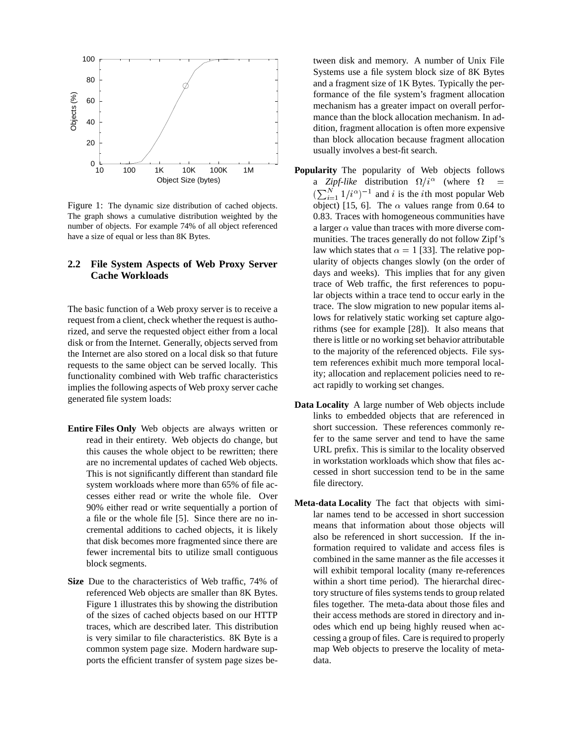Figure 1: The dynamic size distribution of cached objects. The graph shows a cumulative distribution weighted by the number of objects. For example 74% of all object referenced have a size of equal or less than 8K Bytes.

### 2.2 File System Aspects of Web Proxy Server Cache Workloads

The basic function of a Web proxy server is to receive a request from a client, check whether the request is authorized, and serve the requested object either from a local disk or from the Internet. Generally, objects served from the Internet are also stored on a local disk so that future requests to the same object can be served locally. This functionality combined with Web traffic characteristics implies the following aspects of Web proxy server cache generated file system loads:

**Entire Files Only** Web objects are always written or read in their entirety. Web objects do change, but this causes the whole object to be rewritten; there are no incremental updates of cached Web objects. This is not significantly different than standard file system workloads where more than 65% of file accesses either read or write the whole file. Over 90% either read or write sequentially a portion of a file or the whole file [5]. Since there are no incremental additions to cached objects, it is likely that disk becomes more fragmented since there are fewer incremental bits to utilize small contiguous block segments.

**Size** Due to the characteristics of Web traffic, 74% of referenced Web objects are smaller than 8K Bytes. Figure 1 illustrates this by showing the distribution of the sizes of cached objects based on our HTTP traces, which are described later. This distribution is very similar to file characteristics. 8K Byte is a common system page size. Modern hardware supports the efficient transfer of system page sizes between disk and memory. A number of Unix File Systems use a file system block size of 8K Bytes and a fragment size of 1K Bytes. Typically the performance of the file system's fragment allocation mechanism has a greater impact on overall performance than the block allocation mechanism. In addition, fragment allocation is often more expensive than block allocation because fragment allocation usually involves a best-fit search.

**Popularity** The popularity of Web objects follows a *Zipf-like* distribution $\Omega/i^{\alpha}$ (where $\Omega = (\sum_{i=1}^{N} 1/i^{\alpha})^{-1}$ and $i$ is the $i$th most popular Web object) [15, 6]. The $\alpha$ values range from 0.64 to 0.83. Traces with homogeneous communities have a larger $\alpha$ value than traces with more diverse communities. The traces generally do not follow Zipf's law which states that $\alpha = 1$ [33]. The relative popularity of objects changes slowly (on the order of days and weeks). This implies that for any given trace of Web traffic, the first references to popular objects within a trace tend to occur early in the trace. The slow migration to new popular items allows for relatively static working set capture algorithms (see for example [28]). It also means that there is little or no working set behavior attributable to the majority of the referenced objects. File system references exhibit much more temporal locality; allocation and replacement policies need to react rapidly to working set changes.

**Data Locality** A large number of Web objects include links to embedded objects that are referenced in short succession. These references commonly refer to the same server and tend to have the same URL prefix. This is similar to the locality observed in workstation workloads which show that files accessed in short succession tend to be in the same file directory.

**Meta-data Locality** The fact that objects with similar names tend to be accessed in short succession means that information about those objects will also be referenced in short succession. If the information required to validate and access files is combined in the same manner as the file accesses it will exhibit temporal locality (many re-references within a short time period). The hierarchal directory structure of files systems tends to group related files together. The meta-data about those files and their access methods are stored in directory and inodes which end up being highly reused when accessing a group of files. Care is required to properly map Web objects to preserve the locality of meta-data.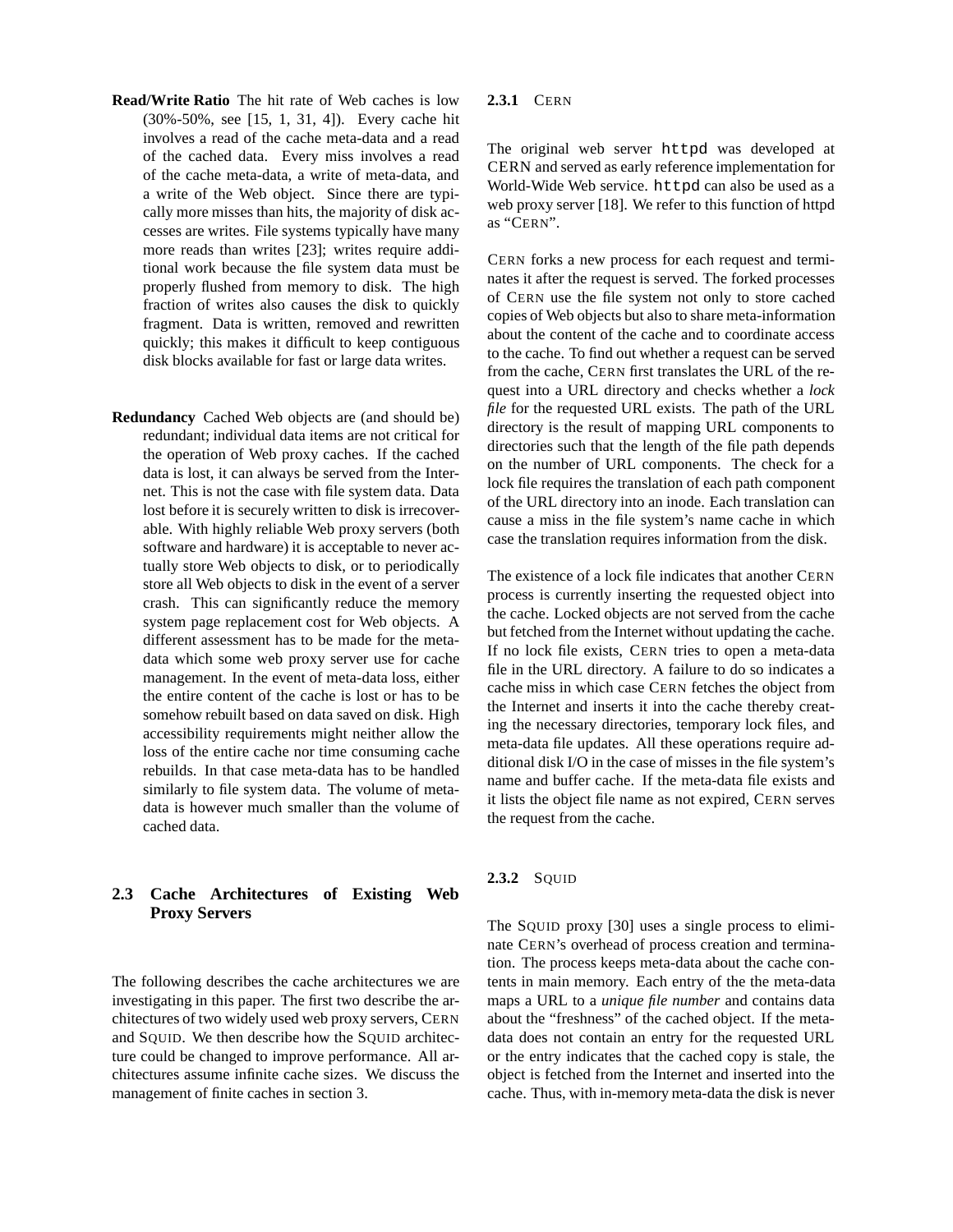**Read/Write Ratio** The hit rate of Web caches is low (30%-50%, see [15, 1, 31, 4]). Every cache hit involves a read of the cache meta-data and a read of the cached data. Every miss involves a read of the cache meta-data, a write of meta-data, and a write of the Web object. Since there are typically more misses than hits, the majority of disk accesses are writes. File systems typically have many more reads than writes [23]; writes require additional work because the file system data must be properly flushed from memory to disk. The high fraction of writes also causes the disk to quickly fragment. Data is written, removed and rewritten quickly; this makes it difficult to keep contiguous disk blocks available for fast or large data writes.

**Redundancy** Cached Web objects are (and should be) redundant; individual data items are not critical for the operation of Web proxy caches. If the cached data is lost, it can always be served from the Internet. This is not the case with file system data. Data lost before it is securely written to disk is irrecoverable. With highly reliable Web proxy servers (both software and hardware) it is acceptable to never actually store Web objects to disk, or to periodically store all Web objects to disk in the event of a server crash. This can significantly reduce the memory system page replacement cost for Web objects. A different assessment has to be made for the meta-data which some web proxy server use for cache management. In the event of meta-data loss, either the entire content of the cache is lost or has to be somehow rebuilt based on data saved on disk. High accessibility requirements might neither allow the loss of the entire cache nor time consuming cache rebuilds. In that case meta-data has to be handled similarly to file system data. The volume of meta-data is however much smaller than the volume of cached data.

## 2.3 Cache Architectures of Existing Web Proxy Servers

The following describes the cache architectures we are investigating in this paper. The first two describe the architectures of two widely used web proxy servers, CERN and SQUID. We then describe how the SQUID architecture could be changed to improve performance. All architectures assume infinite cache sizes. We discuss the management of finite caches in section 3.

### 2.3.1 CERN

The original web server `httpd` was developed at CERN and served as early reference implementation for World-Wide Web service. `httpd` can also be used as a web proxy server [18]. We refer to this function of httpd as "CERN".

CERN forks a new process for each request and terminates it after the request is served. The forked processes of CERN use the file system not only to store cached copies of Web objects but also to share meta-information about the content of the cache and to coordinate access to the cache. To find out whether a request can be served from the cache, CERN first translates the URL of the request into a URL directory and checks whether a *lock file* for the requested URL exists. The path of the URL directory is the result of mapping URL components to directories such that the length of the file path depends on the number of URL components. The check for a lock file requires the translation of each path component of the URL directory into an inode. Each translation can cause a miss in the file system's name cache in which case the translation requires information from the disk.

The existence of a lock file indicates that another CERN process is currently inserting the requested object into the cache. Locked objects are not served from the cache but fetched from the Internet without updating the cache. If no lock file exists, CERN tries to open a meta-data file in the URL directory. A failure to do so indicates a cache miss in which case CERN fetches the object from the Internet and inserts it into the cache thereby creating the necessary directories, temporary lock files, and meta-data file updates. All these operations require additional disk I/O in the case of misses in the file system's name and buffer cache. If the meta-data file exists and it lists the object file name as not expired, CERN serves the request from the cache.

### 2.3.2 SQUID

The SQUID proxy [30] uses a single process to eliminate CERN's overhead of process creation and termination. The process keeps meta-data about the cache contents in main memory. Each entry of the the meta-data maps a URL to a *unique file number* and contains data about the "freshness" of the cached object. If the meta-data does not contain an entry for the requested URL or the entry indicates that the cached copy is stale, the object is fetched from the Internet and inserted into the cache. Thus, with in-memory meta-data the disk is never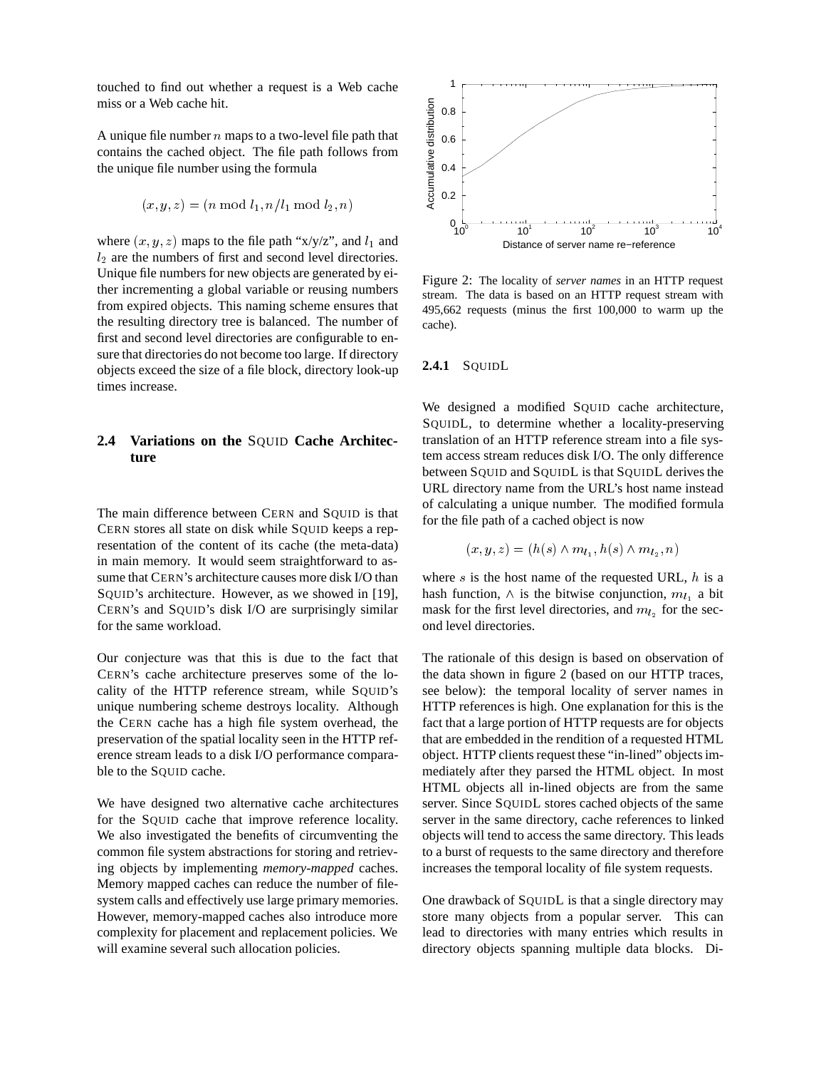touched to find out whether a request is a Web cache miss or a Web cache hit.

A unique file number $n$ maps to a two-level file path that contains the cached object. The file path follows from the unique file number using the formula

$$(x, y, z) = (n \bmod l_1, n/l_1 \bmod l_2, n)$$

where $(x, y, z)$ maps to the file path "x/y/z", and $l_1$ and $l_2$ are the numbers of first and second level directories. Unique file numbers for new objects are generated by either incrementing a global variable or reusing numbers from expired objects. This naming scheme ensures that the resulting directory tree is balanced. The number of first and second level directories are configurable to ensure that directories do not become too large. If directory objects exceed the size of a file block, directory look-up times increase.

## 2.4 Variations on the SQUID Cache Architecture

The main difference between CERN and SQUID is that CERN stores all state on disk while SQUID keeps a representation of the content of its cache (the meta-data) in main memory. It would seem straightforward to assume that CERN's architecture causes more disk I/O than SQUID's architecture. However, as we showed in [19], CERN's and SQUID's disk I/O are surprisingly similar for the same workload.

Our conjecture was that this is due to the fact that CERN's cache architecture preserves some of the locality of the HTTP reference stream, while SQUID's unique numbering scheme destroys locality. Although the CERN cache has a high file system overhead, the preservation of the spatial locality seen in the HTTP reference stream leads to a disk I/O performance comparable to the SQUID cache.

We have designed two alternative cache architectures for the SQUID cache that improve reference locality. We also investigated the benefits of circumventing the common file system abstractions for storing and retrieving objects by implementing *memory-mapped* caches. Memory mapped caches can reduce the number of file-system calls and effectively use large primary memories. However, memory-mapped caches also introduce more complexity for placement and replacement policies. We will examine several such allocation policies.

Figure 2: The locality of *server names* in an HTTP request stream. The data is based on an HTTP request stream with 495,662 requests (minus the first 100,000 to warm up the cache).

### 2.4.1 SQUIDL

We designed a modified SQUID cache architecture, SQUIDL, to determine whether a locality-preserving translation of an HTTP reference stream into a file system access stream reduces disk I/O. The only difference between SQUID and SQUIDL is that SQUIDL derives the URL directory name from the URL's host name instead of calculating a unique number. The modified formula for the file path of a cached object is now

$$(x, y, z) = (h(s) \wedge m_{l_1}, h(s) \wedge m_{l_2}, n)$$

where $s$ is the host name of the requested URL, $h$ is a hash function, $\wedge$ is the bitwise conjunction, $m_{l_1}$ a bit mask for the first level directories, and $m_{l_2}$ for the second level directories.

The rationale of this design is based on observation of the data shown in figure 2 (based on our HTTP traces, see below): the temporal locality of server names in HTTP references is high. One explanation for this is the fact that a large portion of HTTP requests are for objects that are embedded in the rendition of a requested HTML object. HTTP clients request these "in-lined" objects immediately after they parsed the HTML object. In most HTML objects all in-lined objects are from the same server. Since SQUIDL stores cached objects of the same server in the same directory, cache references to linked objects will tend to access the same directory. This leads to a burst of requests to the same directory and therefore increases the temporal locality of file system requests.

One drawback of SQUIDL is that a single directory may store many objects from a popular server. This can lead to directories with many entries which results in directory objects spanning multiple data blocks. Di-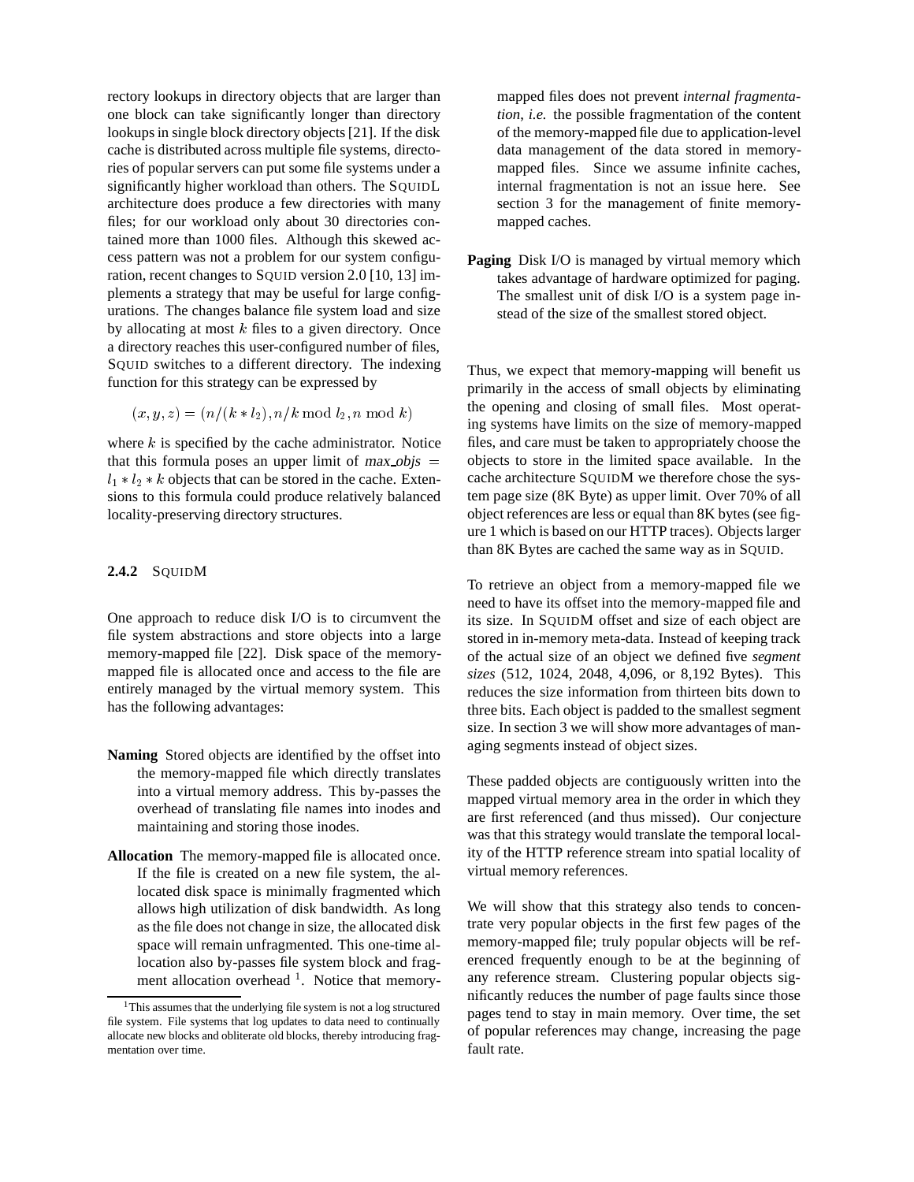rectory lookups in directory objects that are larger than one block can take significantly longer than directory lookups in single block directory objects [21]. If the disk cache is distributed across multiple file systems, directories of popular servers can put some file systems under a significantly higher workload than others. The SQUIDL architecture does produce a few directories with many files; for our workload only about 30 directories contained more than 1000 files. Although this skewed access pattern was not a problem for our system configuration, recent changes to SQUID version 2.0 [10, 13] implements a strategy that may be useful for large configurations. The changes balance file system load and size by allocating at most $k$ files to a given directory. Once a directory reaches this user-configured number of files, SQUID switches to a different directory. The indexing function for this strategy can be expressed by

$$(x, y, z) = (n/(k * l_2), n/k \bmod l_2, n \bmod k)$$

where $k$ is specified by the cache administrator. Notice that this formula poses an upper limit of $max\_objs = l_1 * l_2 * k$ objects that can be stored in the cache. Extensions to this formula could produce relatively balanced locality-preserving directory structures.

#### 2.4.2 SQUIDM

One approach to reduce disk I/O is to circumvent the file system abstractions and store objects into a large memory-mapped file [22]. Disk space of the memory-mapped file is allocated once and access to the file are entirely managed by the virtual memory system. This has the following advantages:

**Naming** Stored objects are identified by the offset into the memory-mapped file which directly translates into a virtual memory address. This by-passes the overhead of translating file names into inodes and maintaining and storing those inodes.

**Allocation** The memory-mapped file is allocated once. If the file is created on a new file system, the allocated disk space is minimally fragmented which allows high utilization of disk bandwidth. As long as the file does not change in size, the allocated disk space will remain unfragmented. This one-time allocation also by-passes file system block and fragment allocation overhead [1]. Notice that memory-mapped files does not prevent *internal fragmentation*, *i.e.* the possible fragmentation of the content of the memory-mapped file due to application-level data management of the data stored in memory-mapped files. Since we assume infinite caches, internal fragmentation is not an issue here. See section 3 for the management of finite memory-mapped caches.

**Paging** Disk I/O is managed by virtual memory which takes advantage of hardware optimized for paging. The smallest unit of disk I/O is a system page instead of the size of the smallest stored object.

Thus, we expect that memory-mapping will benefit us primarily in the access of small objects by eliminating the opening and closing of small files. Most operating systems have limits on the size of memory-mapped files, and care must be taken to appropriately choose the objects to store in the limited space available. In the cache architecture SQUIDM we therefore chose the system page size (8K Byte) as upper limit. Over 70% of all object references are less or equal than 8K bytes (see figure 1 which is based on our HTTP traces). Objects larger than 8K Bytes are cached the same way as in SQUID.

To retrieve an object from a memory-mapped file we need to have its offset into the memory-mapped file and its size. In SQUIDM offset and size of each object are stored in in-memory meta-data. Instead of keeping track of the actual size of an object we defined five *segment sizes* (512, 1024, 2048, 4,096, or 8,192 Bytes). This reduces the size information from thirteen bits down to three bits. Each object is padded to the smallest segment size. In section 3 we will show more advantages of managing segments instead of object sizes.

These padded objects are contiguously written into the mapped virtual memory area in the order in which they are first referenced (and thus missed). Our conjecture was that this strategy would translate the temporal locality of the HTTP reference stream into spatial locality of virtual memory references.

We will show that this strategy also tends to concentrate very popular objects in the first few pages of the memory-mapped file; truly popular objects will be referenced frequently enough to be at the beginning of any reference stream. Clustering popular objects significantly reduces the number of page faults since those pages tend to stay in main memory. Over time, the set of popular references may change, increasing the page fault rate.

[1] This assumes that the underlying file system is not a log structured file system. File systems that log updates to data need to continually allocate new blocks and obliterate old blocks, thereby introducing fragmentation over time.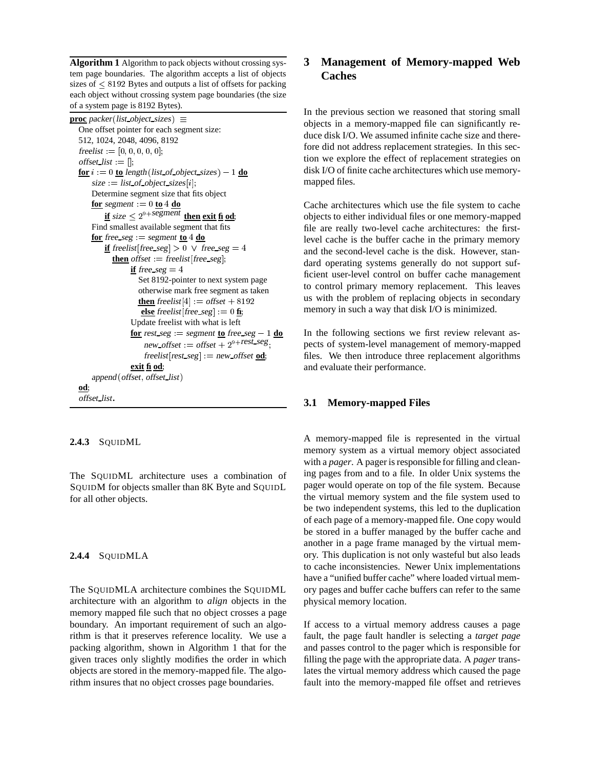**Algorithm 1** Algorithm to pack objects without crossing system page boundaries. The algorithm accepts a list of objects sizes of $\leq 8192$ Bytes and outputs a list of offsets for packing each object without crossing system page boundaries (the size of a system page is 8192 Bytes).

```
proc packer(list_object_sizes) ≡
  One offset pointer for each segment size:
  512, 1024, 2048, 4096, 8192
  freelist := [0, 0, 0, 0, 0];
  offset_list := [];
  for i := 0 to length(list_of_object_sizes) − 1 do
     size := list_of_object_sizes[i];
     Determine segment size that fits object
     for segment := 0 to 4 do
        if size ≤ 2^(9+segment) then exit fi od;
     Find smallest available segment that fits
     for free_seg := segment to 4 do
        if freelist[free_seg] > 0 ∨ free_seg = 4
          then offset := freelist[free_seg];
               if free_seg = 4
                 Set 8192-pointer to next system page
                 otherwise mark free segment as taken
                 then freelist[4] := offset + 8192
                 else freelist[free_seg] := 0 fi;
               Update freelist with what is left
               for rest_seg := segment to free_seg − 1 do
                   new_offset := offset + 2^(9+rest_seg);
                   freelist[rest_seg] := new_offset od;
               exit fi od;
     append(offset, offset_list)
  od;
  offset_list.
```

#### 2.4.3 SQUIDML

The SQUIDML architecture uses a combination of SQUIDM for objects smaller than 8K Byte and SQUIDL for all other objects.

#### 2.4.4 SQUIDMLA

The SQUIDMLA architecture combines the SQUIDML architecture with an algorithm to *align* objects in the memory mapped file such that no object crosses a page boundary. An important requirement of such an algorithm is that it preserves reference locality. We use a packing algorithm, shown in Algorithm 1 that for the given traces only slightly modifies the order in which objects are stored in the memory-mapped file. The algorithm insures that no object crosses page boundaries.

## 3 Management of Memory-mapped Web Caches

In the previous section we reasoned that storing small objects in a memory-mapped file can significantly reduce disk I/O. We assumed infinite cache size and therefore did not address replacement strategies. In this section we explore the effect of replacement strategies on disk I/O of finite cache architectures which use memory-mapped files.

Cache architectures which use the file system to cache objects to either individual files or one memory-mapped file are really two-level cache architectures: the first-level cache is the buffer cache in the primary memory and the second-level cache is the disk. However, standard operating systems generally do not support sufficient user-level control on buffer cache management to control primary memory replacement. This leaves us with the problem of replacing objects in secondary memory in such a way that disk I/O is minimized.

In the following sections we first review relevant aspects of system-level management of memory-mapped files. We then introduce three replacement algorithms and evaluate their performance.

### 3.1 Memory-mapped Files

A memory-mapped file is represented in the virtual memory system as a virtual memory object associated with a *pager*. A pager is responsible for filling and cleaning pages from and to a file. In older Unix systems the pager would operate on top of the file system. Because the virtual memory system and the file system used to be two independent systems, this led to the duplication of each page of a memory-mapped file. One copy would be stored in a buffer managed by the buffer cache and another in a page frame managed by the virtual memory. This duplication is not only wasteful but also leads to cache inconsistencies. Newer Unix implementations have a "unified buffer cache" where loaded virtual memory pages and buffer cache buffers can refer to the same physical memory location.

If access to a virtual memory address causes a page fault, the page fault handler is selecting a *target page* and passes control to the pager which is responsible for filling the page with the appropriate data. A *pager* translates the virtual memory address which caused the page fault into the memory-mapped file offset and retrieves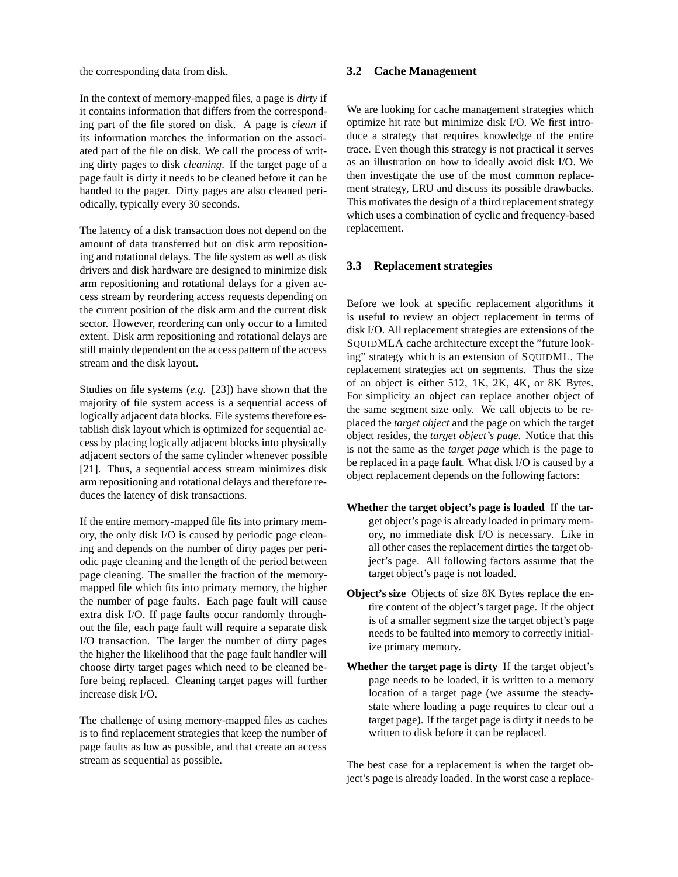the corresponding data from disk.

In the context of memory-mapped files, a page is *dirty* if it contains information that differs from the corresponding part of the file stored on disk. A page is *clean* if its information matches the information on the associated part of the file on disk. We call the process of writing dirty pages to disk *cleaning*. If the target page of a page fault is dirty it needs to be cleaned before it can be handed to the pager. Dirty pages are also cleaned periodically, typically every 30 seconds.

The latency of a disk transaction does not depend on the amount of data transferred but on disk arm repositioning and rotational delays. The file system as well as disk drivers and disk hardware are designed to minimize disk arm repositioning and rotational delays for a given access stream by reordering access requests depending on the current position of the disk arm and the current disk sector. However, reordering can only occur to a limited extent. Disk arm repositioning and rotational delays are still mainly dependent on the access pattern of the access stream and the disk layout.

Studies on file systems (*e.g.* [23]) have shown that the majority of file system access is a sequential access of logically adjacent data blocks. File systems therefore establish disk layout which is optimized for sequential access by placing logically adjacent blocks into physically adjacent sectors of the same cylinder whenever possible [21]. Thus, a sequential access stream minimizes disk arm repositioning and rotational delays and therefore reduces the latency of disk transactions.

If the entire memory-mapped file fits into primary memory, the only disk I/O is caused by periodic page cleaning and depends on the number of dirty pages per periodic page cleaning and the length of the period between page cleaning. The smaller the fraction of the memory-mapped file which fits into primary memory, the higher the number of page faults. Each page fault will cause extra disk I/O. If page faults occur randomly throughout the file, each page fault will require a separate disk I/O transaction. The larger the number of dirty pages the higher the likelihood that the page fault handler will choose dirty target pages which need to be cleaned before being replaced. Cleaning target pages will further increase disk I/O.

The challenge of using memory-mapped files as caches is to find replacement strategies that keep the number of page faults as low as possible, and that create an access stream as sequential as possible.

### 3.2 Cache Management

We are looking for cache management strategies which optimize hit rate but minimize disk I/O. We first introduce a strategy that requires knowledge of the entire trace. Even though this strategy is not practical it serves as an illustration on how to ideally avoid disk I/O. We then investigate the use of the most common replacement strategy, LRU and discuss its possible drawbacks. This motivates the design of a third replacement strategy which uses a combination of cyclic and frequency-based replacement.

### 3.3 Replacement strategies

Before we look at specific replacement algorithms it is useful to review an object replacement in terms of disk I/O. All replacement strategies are extensions of the SQUIDMLA cache architecture except the "future looking" strategy which is an extension of SQUIDML. The replacement strategies act on segments. Thus the size of an object is either 512, 1K, 2K, 4K, or 8K Bytes. For simplicity an object can replace another object of the same segment size only. We call objects to be replaced the *target object* and the page on which the target object resides, the *target object's page*. Notice that this is not the same as the *target page* which is the page to be replaced in a page fault. What disk I/O is caused by a object replacement depends on the following factors:

**Whether the target object's page is loaded** If the target object's page is already loaded in primary memory, no immediate disk I/O is necessary. Like in all other cases the replacement dirties the target object's page. All following factors assume that the target object's page is not loaded.

**Object's size** Objects of size 8K Bytes replace the entire content of the object's target page. If the object is of a smaller segment size the target object's page needs to be faulted into memory to correctly initialize primary memory.

**Whether the target page is dirty** If the target object's page needs to be loaded, it is written to a memory location of a target page (we assume the steady-state where loading a page requires to clear out a target page). If the target page is dirty it needs to be written to disk before it can be replaced.

The best case for a replacement is when the target object's page is already loaded. In the worst case a replace-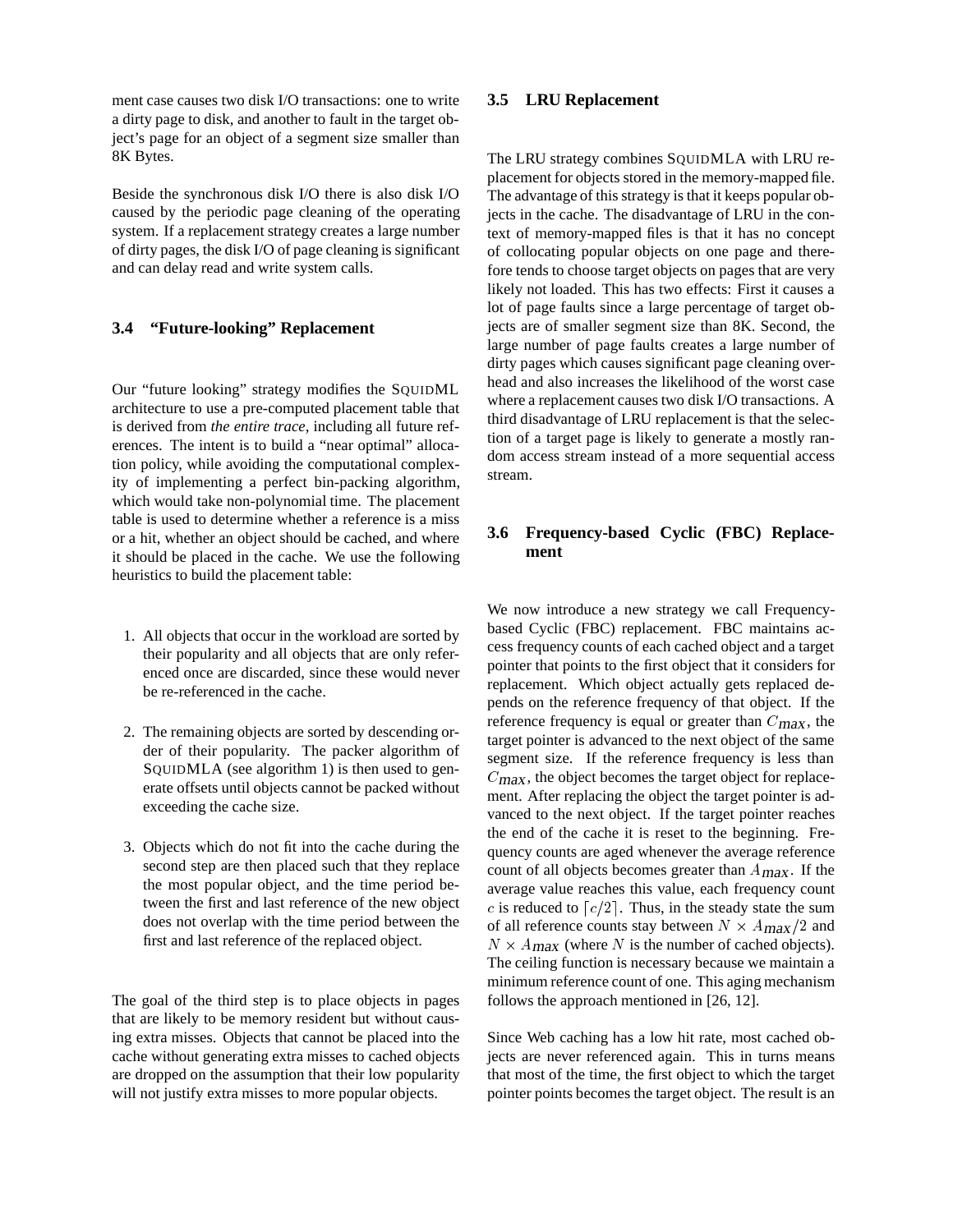ment case causes two disk I/O transactions: one to write a dirty page to disk, and another to fault in the target object's page for an object of a segment size smaller than 8K Bytes.

Beside the synchronous disk I/O there is also disk I/O caused by the periodic page cleaning of the operating system. If a replacement strategy creates a large number of dirty pages, the disk I/O of page cleaning is significant and can delay read and write system calls.

### 3.4 "Future-looking" Replacement

Our "future looking" strategy modifies the SQUIDML architecture to use a pre-computed placement table that is derived from *the entire trace*, including all future references. The intent is to build a "near optimal" allocation policy, while avoiding the computational complexity of implementing a perfect bin-packing algorithm, which would take non-polynomial time. The placement table is used to determine whether a reference is a miss or a hit, whether an object should be cached, and where it should be placed in the cache. We use the following heuristics to build the placement table:

1. All objects that occur in the workload are sorted by their popularity and all objects that are only referenced once are discarded, since these would never be re-referenced in the cache.
2. The remaining objects are sorted by descending order of their popularity. The packer algorithm of SQUIDMLA (see algorithm 1) is then used to generate offsets until objects cannot be packed without exceeding the cache size.
3. Objects which do not fit into the cache during the second step are then placed such that they replace the most popular object, and the time period between the first and last reference of the new object does not overlap with the time period between the first and last reference of the replaced object.

The goal of the third step is to place objects in pages that are likely to be memory resident but without causing extra misses. Objects that cannot be placed into the cache without generating extra misses to cached objects are dropped on the assumption that their low popularity will not justify extra misses to more popular objects.

### 3.5 LRU Replacement

The LRU strategy combines SQUIDMLA with LRU replacement for objects stored in the memory-mapped file. The advantage of this strategy is that it keeps popular objects in the cache. The disadvantage of LRU in the context of memory-mapped files is that it has no concept of collocating popular objects on one page and therefore tends to choose target objects on pages that are very likely not loaded. This has two effects: First it causes a lot of page faults since a large percentage of target objects are of smaller segment size than 8K. Second, the large number of page faults creates a large number of dirty pages which causes significant page cleaning overhead and also increases the likelihood of the worst case where a replacement causes two disk I/O transactions. A third disadvantage of LRU replacement is that the selection of a target page is likely to generate a mostly random access stream instead of a more sequential access stream.

### 3.6 Frequency-based Cyclic (FBC) Replacement

We now introduce a new strategy we call Frequency-based Cyclic (FBC) replacement. FBC maintains access frequency counts of each cached object and a target pointer that points to the first object that it considers for replacement. Which object actually gets replaced depends on the reference frequency of that object. If the reference frequency is equal or greater than $C_{max}$, the target pointer is advanced to the next object of the same segment size. If the reference frequency is less than $C_{max}$, the object becomes the target object for replacement. After replacing the object the target pointer is advanced to the next object. If the target pointer reaches the end of the cache it is reset to the beginning. Frequency counts are aged whenever the average reference count of all objects becomes greater than $A_{max}$. If the average value reaches this value, each frequency count $c$ is reduced to $\lceil c/2 \rceil$. Thus, in the steady state the sum of all reference counts stay between $N \times A_{max}/2$ and $N \times A_{max}$ (where $N$ is the number of cached objects). The ceiling function is necessary because we maintain a minimum reference count of one. This aging mechanism follows the approach mentioned in [26, 12].

Since Web caching has a low hit rate, most cached objects are never referenced again. This in turns means that most of the time, the first object to which the target pointer points becomes the target object. The result is an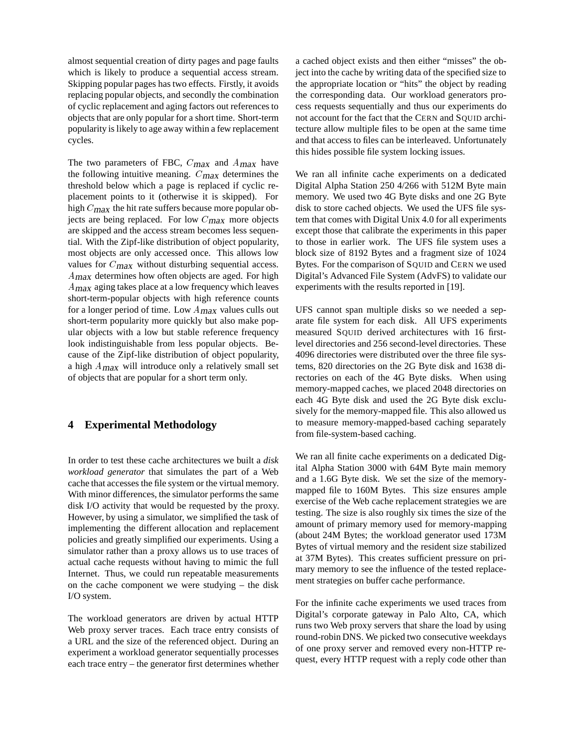almost sequential creation of dirty pages and page faults which is likely to produce a sequential access stream. Skipping popular pages has two effects. Firstly, it avoids replacing popular objects, and secondly the combination of cyclic replacement and aging factors out references to objects that are only popular for a short time. Short-term popularity is likely to age away within a few replacement cycles.

The two parameters of FBC, $C_{max}$ and $A_{max}$ have the following intuitive meaning. $C_{max}$ determines the threshold below which a page is replaced if cyclic replacement points to it (otherwise it is skipped). For high $C_{max}$ the hit rate suffers because more popular objects are being replaced. For low $C_{max}$ more objects are skipped and the access stream becomes less sequential. With the Zipf-like distribution of object popularity, most objects are only accessed once. This allows low values for $C_{max}$ without disturbing sequential access. $A_{max}$ determines how often objects are aged. For high $A_{max}$ aging takes place at a low frequency which leaves short-term-popular objects with high reference counts for a longer period of time. Low $A_{max}$ values culls out short-term popularity more quickly but also make popular objects with a low but stable reference frequency look indistinguishable from less popular objects. Because of the Zipf-like distribution of object popularity, a high $A_{max}$ will introduce only a relatively small set of objects that are popular for a short term only.

## 4 Experimental Methodology

In order to test these cache architectures we built a *disk workload generator* that simulates the part of a Web cache that accesses the file system or the virtual memory. With minor differences, the simulator performs the same disk I/O activity that would be requested by the proxy. However, by using a simulator, we simplified the task of implementing the different allocation and replacement policies and greatly simplified our experiments. Using a simulator rather than a proxy allows us to use traces of actual cache requests without having to mimic the full Internet. Thus, we could run repeatable measurements on the cache component we were studying – the disk I/O system.

The workload generators are driven by actual HTTP Web proxy server traces. Each trace entry consists of a URL and the size of the referenced object. During an experiment a workload generator sequentially processes each trace entry – the generator first determines whether a cached object exists and then either "misses" the object into the cache by writing data of the specified size to the appropriate location or "hits" the object by reading the corresponding data. Our workload generators process requests sequentially and thus our experiments do not account for the fact that the CERN and SQUID architecture allow multiple files to be open at the same time and that access to files can be interleaved. Unfortunately this hides possible file system locking issues.

We ran all infinite cache experiments on a dedicated Digital Alpha Station 250 4/266 with 512M Byte main memory. We used two 4G Byte disks and one 2G Byte disk to store cached objects. We used the UFS file system that comes with Digital Unix 4.0 for all experiments except those that calibrate the experiments in this paper to those in earlier work. The UFS file system uses a block size of 8192 Bytes and a fragment size of 1024 Bytes. For the comparison of SQUID and CERN we used Digital's Advanced File System (AdvFS) to validate our experiments with the results reported in [19].

UFS cannot span multiple disks so we needed a separate file system for each disk. All UFS experiments measured SQUID derived architectures with 16 first-level directories and 256 second-level directories. These 4096 directories were distributed over the three file systems, 820 directories on the 2G Byte disk and 1638 directories on each of the 4G Byte disks. When using memory-mapped caches, we placed 2048 directories on each 4G Byte disk and used the 2G Byte disk exclusively for the memory-mapped file. This also allowed us to measure memory-mapped-based caching separately from file-system-based caching.

We ran all finite cache experiments on a dedicated Digital Alpha Station 3000 with 64M Byte main memory and a 1.6G Byte disk. We set the size of the memory-mapped file to 160M Bytes. This size ensures ample exercise of the Web cache replacement strategies we are testing. The size is also roughly six times the size of the amount of primary memory used for memory-mapping (about 24M Bytes; the workload generator used 173M Bytes of virtual memory and the resident size stabilized at 37M Bytes). This creates sufficient pressure on primary memory to see the influence of the tested replacement strategies on buffer cache performance.

For the infinite cache experiments we used traces from Digital's corporate gateway in Palo Alto, CA, which runs two Web proxy servers that share the load by using round-robin DNS. We picked two consecutive weekdays of one proxy server and removed every non-HTTP request, every HTTP request with a reply code other than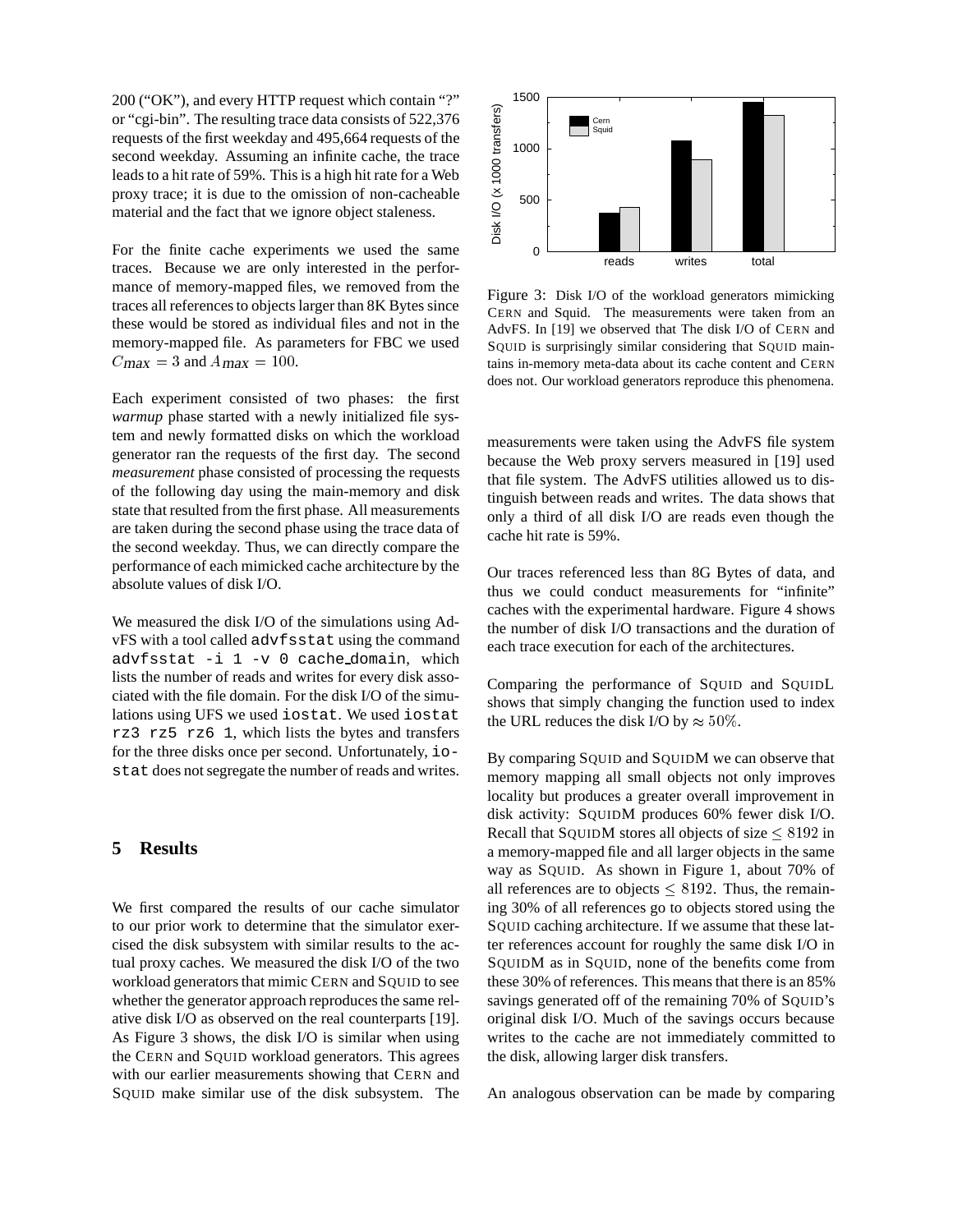200 ("OK"), and every HTTP request which contain "?" or "cgi-bin". The resulting trace data consists of 522,376 requests of the first weekday and 495,664 requests of the second weekday. Assuming an infinite cache, the trace leads to a hit rate of 59%. This is a high hit rate for a Web proxy trace; it is due to the omission of non-cacheable material and the fact that we ignore object staleness.

For the finite cache experiments we used the same traces. Because we are only interested in the performance of memory-mapped files, we removed from the traces all references to objects larger than 8K Bytes since these would be stored as individual files and not in the memory-mapped file. As parameters for FBC we used $C_{max} = 3$ and $A_{max} = 100$.

Each experiment consisted of two phases: the first *warmup* phase started with a newly initialized file system and newly formatted disks on which the workload generator ran the requests of the first day. The second *measurement* phase consisted of processing the requests of the following day using the main-memory and disk state that resulted from the first phase. All measurements are taken during the second phase using the trace data of the second weekday. Thus, we can directly compare the performance of each mimicked cache architecture by the absolute values of disk I/O.

We measured the disk I/O of the simulations using AdvFS with a tool called `advfsstat` using the command `advfsstat -i 1 -v 0 cache_domain`, which lists the number of reads and writes for every disk associated with the file domain. For the disk I/O of the simulations using UFS we used `iostat`. We used `iostat rz3 rz5 rz6 1`, which lists the bytes and transfers for the three disks once per second. Unfortunately, `iostat` does not segregate the number of reads and writes.

## 5 Results

We first compared the results of our cache simulator to our prior work to determine that the simulator exercised the disk subsystem with similar results to the actual proxy caches. We measured the disk I/O of the two workload generators that mimic CERN and SQUID to see whether the generator approach reproduces the same relative disk I/O as observed on the real counterparts [19]. As Figure 3 shows, the disk I/O is similar when using the CERN and SQUID workload generators. This agrees with our earlier measurements showing that CERN and SQUID make similar use of the disk subsystem. The measurements were taken using the AdvFS file system because the Web proxy servers measured in [19] used that file system. The AdvFS utilities allowed us to distinguish between reads and writes. The data shows that only a third of all disk I/O are reads even though the cache hit rate is 59%.

Figure 3: Disk I/O of the workload generators mimicking CERN and Squid. The measurements were taken from an AdvFS. In [19] we observed that The disk I/O of CERN and SQUID is surprisingly similar considering that SQUID maintains in-memory meta-data about its cache content and CERN does not. Our workload generators reproduce this phenomena.

Our traces referenced less than 8G Bytes of data, and thus we could conduct measurements for "infinite" caches with the experimental hardware. Figure 4 shows the number of disk I/O transactions and the duration of each trace execution for each of the architectures.

Comparing the performance of SQUID and SQUIDL shows that simply changing the function used to index the URL reduces the disk I/O by $\approx 50\%$.

By comparing SQUID and SQUIDM we can observe that memory mapping all small objects not only improves locality but produces a greater overall improvement in disk activity: SQUIDM produces 60% fewer disk I/O. Recall that SQUIDM stores all objects of size $\leq 8192$ in a memory-mapped file and all larger objects in the same way as SQUID. As shown in Figure 1, about 70% of all references are to objects $\leq 8192$. Thus, the remaining 30% of all references go to objects stored using the SQUID caching architecture. If we assume that these latter references account for roughly the same disk I/O in SQUIDM as in SQUID, none of the benefits come from these 30% of references. This means that there is an 85% savings generated off of the remaining 70% of SQUID's original disk I/O. Much of the savings occurs because writes to the cache are not immediately committed to the disk, allowing larger disk transfers.

An analogous observation can be made by comparing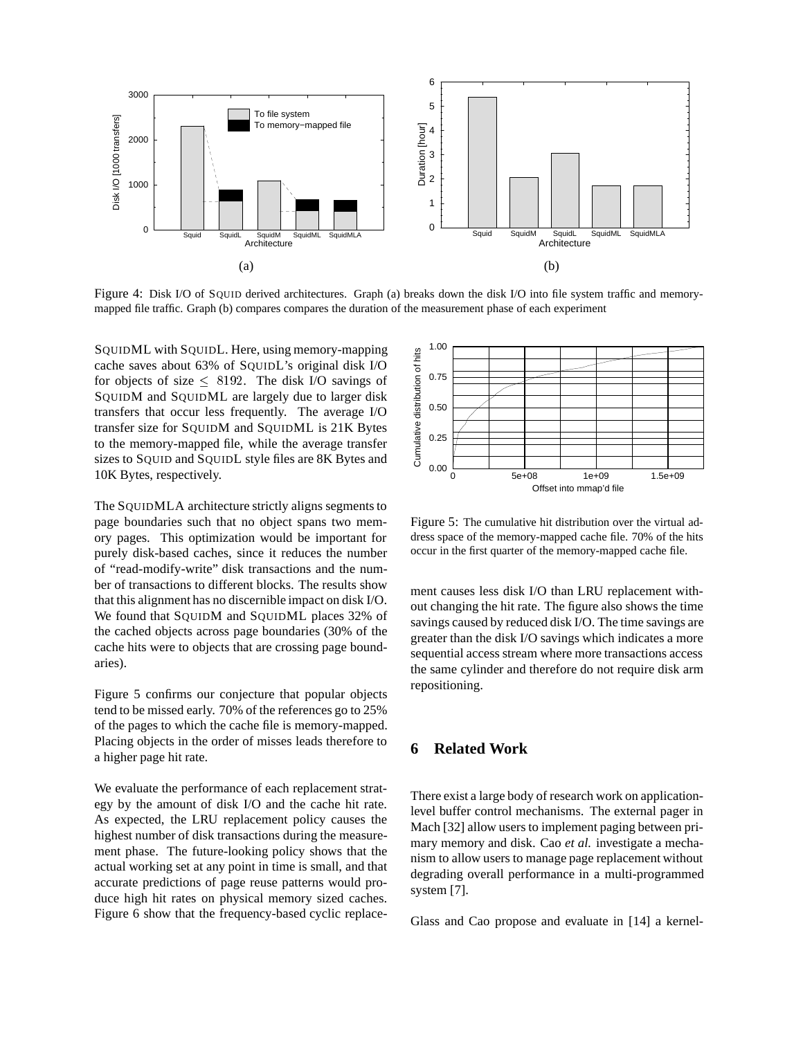Figure 4: Disk I/O of SQUID derived architectures. Graph (a) breaks down the disk I/O into file system traffic and memory-mapped file traffic. Graph (b) compares compares the duration of the measurement phase of each experiment

SQUIDML with SQUIDL. Here, using memory-mapping cache saves about 63% of SQUIDL's original disk I/O for objects of size $\leq 8192$. The disk I/O savings of SQUIDM and SQUIDML are largely due to larger disk transfers that occur less frequently. The average I/O transfer size for SQUIDM and SQUIDML is 21K Bytes to the memory-mapped file, while the average transfer sizes to SQUID and SQUIDL style files are 8K Bytes and 10K Bytes, respectively.

The SQUIDMLA architecture strictly aligns segments to page boundaries such that no object spans two memory pages. This optimization would be important for purely disk-based caches, since it reduces the number of "read-modify-write" disk transactions and the number of transactions to different blocks. The results show that this alignment has no discernible impact on disk I/O. We found that SQUIDM and SQUIDML places 32% of the cached objects across page boundaries (30% of the cache hits were to objects that are crossing page boundaries).

Figure 5 confirms our conjecture that popular objects tend to be missed early. 70% of the references go to 25% of the pages to which the cache file is memory-mapped. Placing objects in the order of misses leads therefore to a higher page hit rate.

We evaluate the performance of each replacement strategy by the amount of disk I/O and the cache hit rate. As expected, the LRU replacement policy causes the highest number of disk transactions during the measurement phase. The future-looking policy shows that the actual working set at any point in time is small, and that accurate predictions of page reuse patterns would produce high hit rates on physical memory sized caches. Figure 6 show that the frequency-based cyclic replacement causes less disk I/O than LRU replacement without changing the hit rate. The figure also shows the time savings caused by reduced disk I/O. The time savings are greater than the disk I/O savings which indicates a more sequential access stream where more transactions access the same cylinder and therefore do not require disk arm repositioning.

Figure 5: The cumulative hit distribution over the virtual address space of the memory-mapped cache file. 70% of the hits occur in the first quarter of the memory-mapped cache file.

## 6 Related Work

There exist a large body of research work on application-level buffer control mechanisms. The external pager in Mach [32] allow users to implement paging between primary memory and disk. Cao *et al.* investigate a mechanism to allow users to manage page replacement without degrading overall performance in a multi-programmed system [7].

Glass and Cao propose and evaluate in [14] a kernel-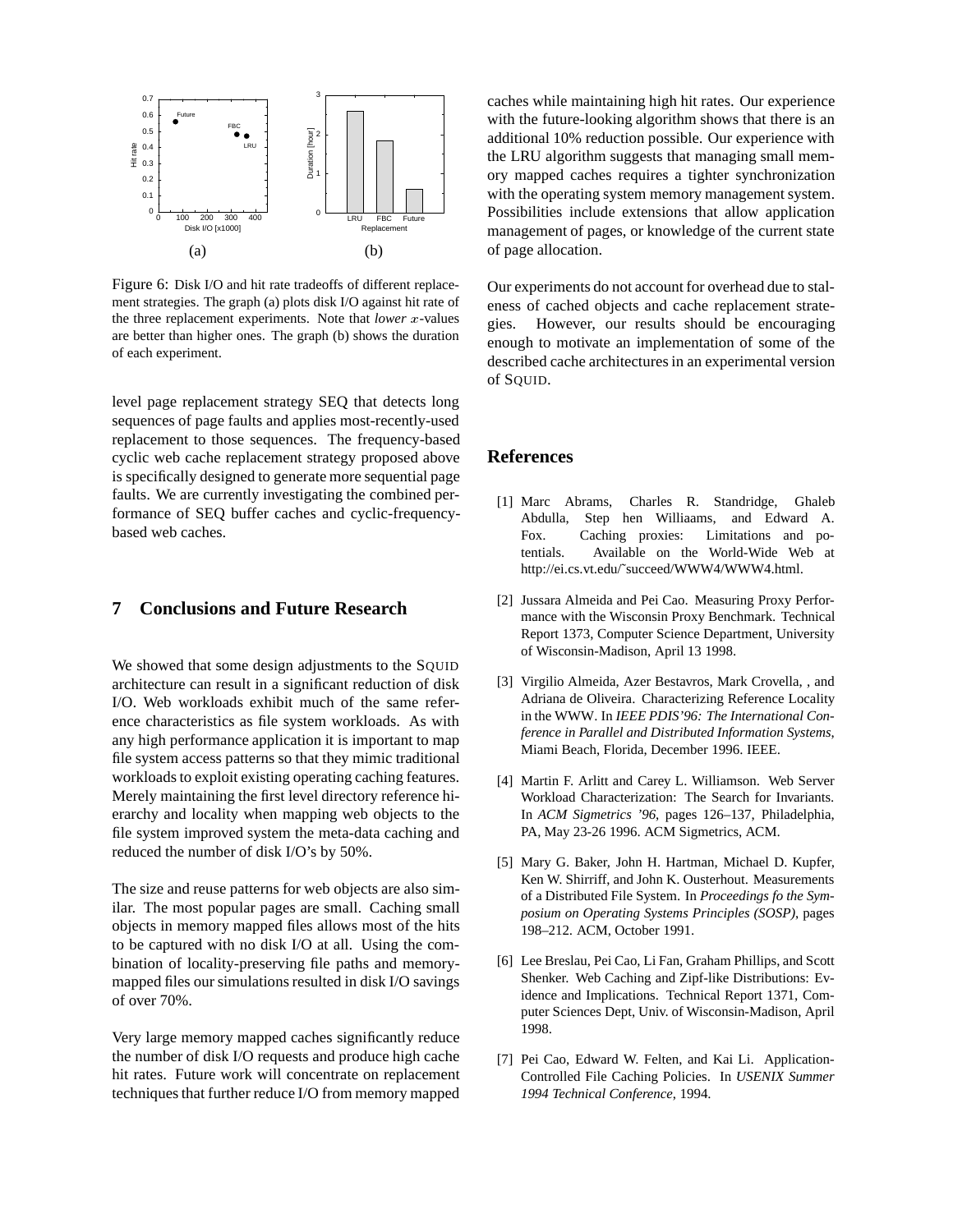Figure 6: Disk I/O and hit rate tradeoffs of different replacement strategies. The graph (a) plots disk I/O against hit rate of the three replacement experiments. Note that *lower* $x$-values are better than higher ones. The graph (b) shows the duration of each experiment.

level page replacement strategy SEQ that detects long sequences of page faults and applies most-recently-used replacement to those sequences. The frequency-based cyclic web cache replacement strategy proposed above is specifically designed to generate more sequential page faults. We are currently investigating the combined performance of SEQ buffer caches and cyclic-frequency-based web caches.

## 7 Conclusions and Future Research

We showed that some design adjustments to the SQUID architecture can result in a significant reduction of disk I/O. Web workloads exhibit much of the same reference characteristics as file system workloads. As with any high performance application it is important to map file system access patterns so that they mimic traditional workloads to exploit existing operating caching features. Merely maintaining the first level directory reference hierarchy and locality when mapping web objects to the file system improved system the meta-data caching and reduced the number of disk I/O's by 50%.

The size and reuse patterns for web objects are also similar. The most popular pages are small. Caching small objects in memory mapped files allows most of the hits to be captured with no disk I/O at all. Using the combination of locality-preserving file paths and memory-mapped files our simulations resulted in disk I/O savings of over 70%.

Very large memory mapped caches significantly reduce the number of disk I/O requests and produce high cache hit rates. Future work will concentrate on replacement techniques that further reduce I/O from memory mapped caches while maintaining high hit rates. Our experience with the future-looking algorithm shows that there is an additional 10% reduction possible. Our experience with the LRU algorithm suggests that managing small memory mapped caches requires a tighter synchronization with the operating system memory management system. Possibilities include extensions that allow application management of pages, or knowledge of the current state of page allocation.

Our experiments do not account for overhead due to staleness of cached objects and cache replacement strategies. However, our results should be encouraging enough to motivate an implementation of some of the described cache architectures in an experimental version of SQUID.

## References

[1] Marc Abrams, Charles R. Standridge, Ghaleb Abdulla, Step hen Williaams, and Edward A. Fox. Caching proxies: Limitations and potentials. Available on the World-Wide Web at http://ei.cs.vt.edu/˜succeed/WWW4/WWW4.html.

[2] Jussara Almeida and Pei Cao. Measuring Proxy Performance with the Wisconsin Proxy Benchmark. Technical Report 1373, Computer Science Department, University of Wisconsin-Madison, April 13 1998.

[3] Virgilio Almeida, Azer Bestavros, Mark Crovella, , and Adriana de Oliveira. Characterizing Reference Locality in the WWW. In *IEEE PDIS'96: The International Conference in Parallel and Distributed Information Systems*, Miami Beach, Florida, December 1996. IEEE.

[4] Martin F. Arlitt and Carey L. Williamson. Web Server Workload Characterization: The Search for Invariants. In *ACM Sigmetrics '96*, pages 126–137, Philadelphia, PA, May 23-26 1996. ACM Sigmetrics, ACM.

[5] Mary G. Baker, John H. Hartman, Michael D. Kupfer, Ken W. Shirriff, and John K. Ousterhout. Measurements of a Distributed File System. In *Proceedings fo the Symposium on Operating Systems Principles (SOSP)*, pages 198–212. ACM, October 1991.

[6] Lee Breslau, Pei Cao, Li Fan, Graham Phillips, and Scott Shenker. Web Caching and Zipf-like Distributions: Evidence and Implications. Technical Report 1371, Computer Sciences Dept, Univ. of Wisconsin-Madison, April 1998.

[7] Pei Cao, Edward W. Felten, and Kai Li. Application-Controlled File Caching Policies. In *USENIX Summer 1994 Technical Conference*, 1994.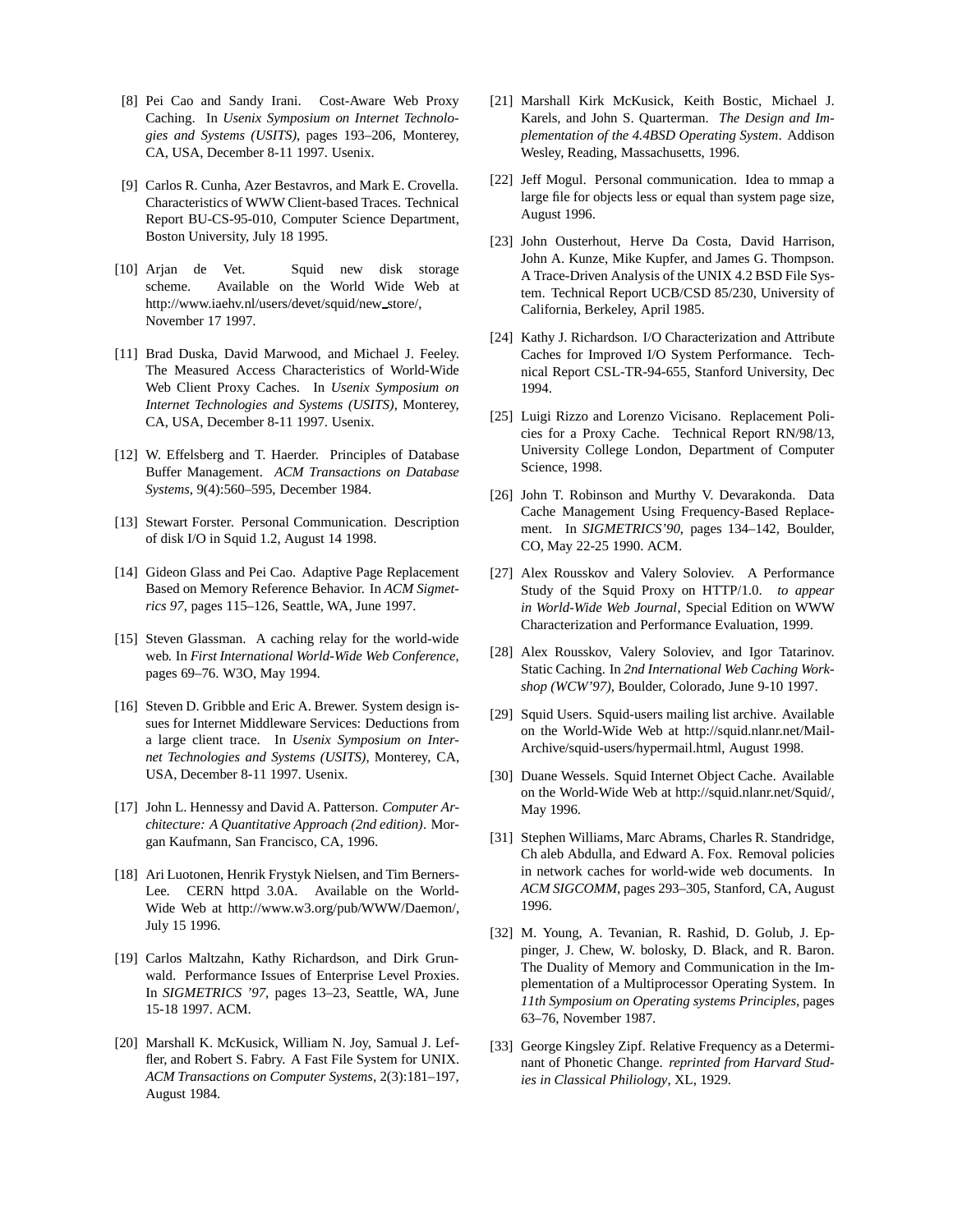[8] Pei Cao and Sandy Irani. Cost-Aware Web Proxy Caching. In *Usenix Symposium on Internet Technologies and Systems (USITS)*, pages 193–206, Monterey, CA, USA, December 8-11 1997. Usenix.

[9] Carlos R. Cunha, Azer Bestavros, and Mark E. Crovella. Characteristics of WWW Client-based Traces. Technical Report BU-CS-95-010, Computer Science Department, Boston University, July 18 1995.

[10] Arjan de Vet. Squid new disk storage scheme. Available on the World Wide Web at http://www.iaehv.nl/users/devet/squid/new_store/, November 17 1997.

[11] Brad Duska, David Marwood, and Michael J. Feeley. The Measured Access Characteristics of World-Wide Web Client Proxy Caches. In *Usenix Symposium on Internet Technologies and Systems (USITS)*, Monterey, CA, USA, December 8-11 1997. Usenix.

[12] W. Effelsberg and T. Haerder. Principles of Database Buffer Management. *ACM Transactions on Database Systems*, 9(4):560–595, December 1984.

[13] Stewart Forster. Personal Communication. Description of disk I/O in Squid 1.2, August 14 1998.

[14] Gideon Glass and Pei Cao. Adaptive Page Replacement Based on Memory Reference Behavior. In *ACM Sigmetrics 97*, pages 115–126, Seattle, WA, June 1997.

[15] Steven Glassman. A caching relay for the world-wide web. In *First International World-Wide Web Conference*, pages 69–76. W3O, May 1994.

[16] Steven D. Gribble and Eric A. Brewer. System design issues for Internet Middleware Services: Deductions from a large client trace. In *Usenix Symposium on Internet Technologies and Systems (USITS)*, Monterey, CA, USA, December 8-11 1997. Usenix.

[17] John L. Hennessy and David A. Patterson. *Computer Architecture: A Quantitative Approach (2nd edition)*. Morgan Kaufmann, San Francisco, CA, 1996.

[18] Ari Luotonen, Henrik Frystyk Nielsen, and Tim Berners-Lee. CERN httpd 3.0A. Available on the World-Wide Web at http://www.w3.org/pub/WWW/Daemon/, July 15 1996.

[19] Carlos Maltzahn, Kathy Richardson, and Dirk Grunwald. Performance Issues of Enterprise Level Proxies. In *SIGMETRICS '97*, pages 13–23, Seattle, WA, June 15-18 1997. ACM.

[20] Marshall K. McKusick, William N. Joy, Samual J. Leffler, and Robert S. Fabry. A Fast File System for UNIX. *ACM Transactions on Computer Systems*, 2(3):181–197, August 1984.

[21] Marshall Kirk McKusick, Keith Bostic, Michael J. Karels, and John S. Quarterman. *The Design and Implementation of the 4.4BSD Operating System*. Addison Wesley, Reading, Massachusetts, 1996.

[22] Jeff Mogul. Personal communication. Idea to mmap a large file for objects less or equal than system page size, August 1996.

[23] John Ousterhout, Herve Da Costa, David Harrison, John A. Kunze, Mike Kupfer, and James G. Thompson. A Trace-Driven Analysis of the UNIX 4.2 BSD File System. Technical Report UCB/CSD 85/230, University of California, Berkeley, April 1985.

[24] Kathy J. Richardson. I/O Characterization and Attribute Caches for Improved I/O System Performance. Technical Report CSL-TR-94-655, Stanford University, Dec 1994.

[25] Luigi Rizzo and Lorenzo Vicisano. Replacement Policies for a Proxy Cache. Technical Report RN/98/13, University College London, Department of Computer Science, 1998.

[26] John T. Robinson and Murthy V. Devarakonda. Data Cache Management Using Frequency-Based Replacement. In *SIGMETRICS'90*, pages 134–142, Boulder, CO, May 22-25 1990. ACM.

[27] Alex Rousskov and Valery Soloviev. A Performance Study of the Squid Proxy on HTTP/1.0. *to appear in World-Wide Web Journal*, Special Edition on WWW Characterization and Performance Evaluation, 1999.

[28] Alex Rousskov, Valery Soloviev, and Igor Tatarinov. Static Caching. In *2nd International Web Caching Workshop (WCW'97)*, Boulder, Colorado, June 9-10 1997.

[29] Squid Users. Squid-users mailing list archive. Available on the World-Wide Web at http://squid.nlanr.net/Mail-Archive/squid-users/hypermail.html, August 1998.

[30] Duane Wessels. Squid Internet Object Cache. Available on the World-Wide Web at http://squid.nlanr.net/Squid/, May 1996.

[31] Stephen Williams, Marc Abrams, Charles R. Standridge, Ch aleb Abdulla, and Edward A. Fox. Removal policies in network caches for world-wide web documents. In *ACM SIGCOMM*, pages 293–305, Stanford, CA, August 1996.

[32] M. Young, A. Tevanian, R. Rashid, D. Golub, J. Eppinger, J. Chew, W. bolosky, D. Black, and R. Baron. The Duality of Memory and Communication in the Implementation of a Multiprocessor Operating System. In *11th Symposium on Operating systems Principles*, pages 63–76, November 1987.

[33] George Kingsley Zipf. Relative Frequency as a Determinant of Phonetic Change. *reprinted from Harvard Studies in Classical Philiology*, XL, 1929.